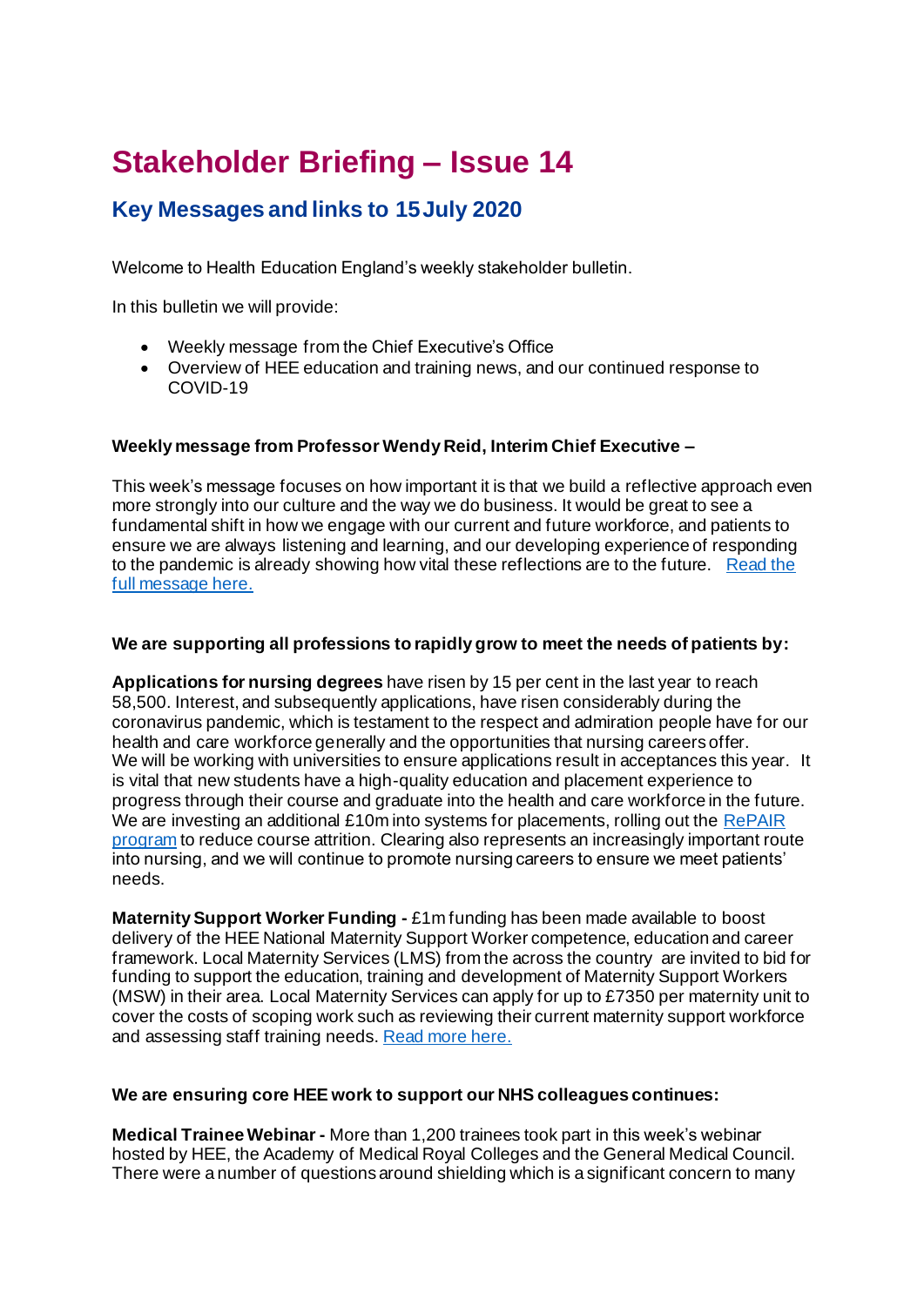# Stakeholder Briefing – Issue 14

## Key Messages and links to 15 July 2020

Welcome to Health Education England's weekly stakeholder bulletin.

In this bulletin we will provide:

- Weekly message from the Chief Executive's Office
- Overview of HEE education and training news, and our continued response to COVID-19

**Weekly message from Professor Wendy Reid, Interim Chief Executive –**

This week's message focuses on how important it is that we build a reflective approach even more strongly into our culture and the way we do business. It would be great to see a fundamental shift in how we engage with our current and future workforce, and patients to ensure we are always listening and learning, and our developing experience of responding to the pandemic is already showing how vital these reflections are to the future. Read the full message here.

**We are supporting all professions to rapidly grow to meet the needs of patients by:**

**Applications for nursing degrees** have risen by 15 per cent in the last year to reach 58,500. Interest, and subsequently applications, have risen considerably during the coronavirus pandemic, which is testament to the respect and admiration people have for our health and care workforce generally and the opportunities that nursing careers offer. We will be working with universities to ensure applications result in acceptances this year. It is vital that new students have a high-quality education and placement experience to progress through their course and graduate into the health and care workforce in the future. We are investing an additional £10m into systems for placements, rolling out the RePAIR program to reduce course attrition. Clearing also represents an increasingly important route into nursing, and we will continue to promote nursing careers to ensure we meet patients' needs.

**Maternity Support Worker Funding -** £1m funding has been made available to boost delivery of the HEE National Maternity Support Worker competence, education and career framework. Local Maternity Services (LMS) from the across the country are invited to bid for funding to support the education, training and development of Maternity Support Workers (MSW) in their area. Local Maternity Services can apply for up to £7350 per maternity unit to cover the costs of scoping work such as reviewing their current maternity support workforce and assessing staff training needs. Read more here.

**We are ensuring core HEE work to support our NHS colleagues continues:**

**Medical Trainee Webinar -** More than 1,200 trainees took part in this week's webinar hosted by HEE, the Academy of Medical Royal Colleges and the General Medical Council. There were a number of questions around shielding which is a significant concern to many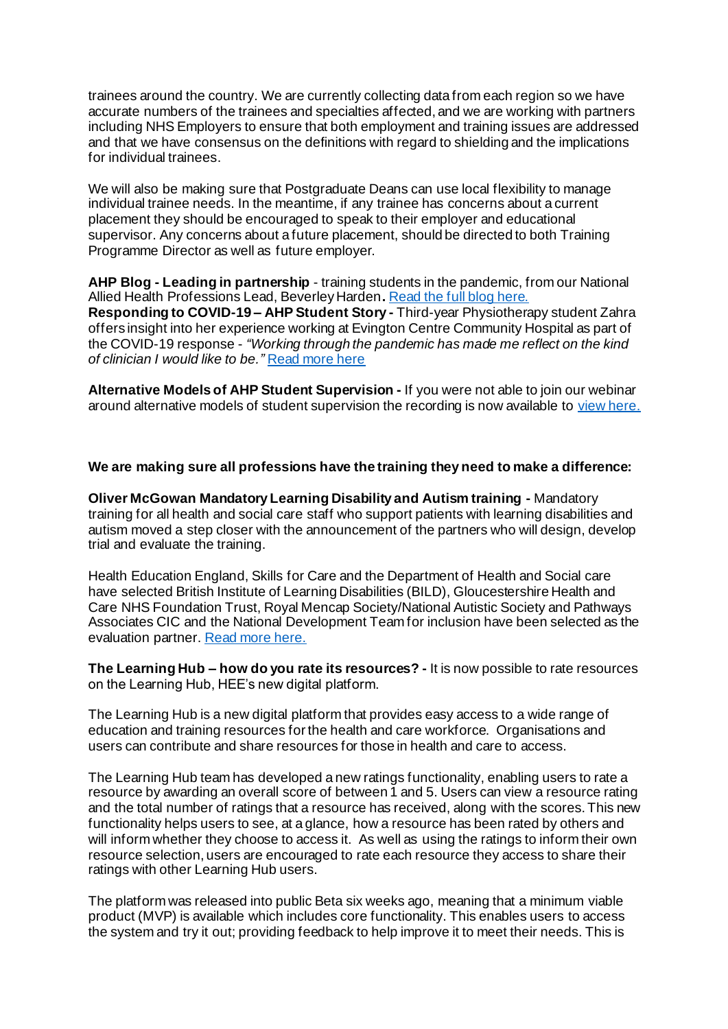trainees around the country. We are currently collecting data from each region so we have accurate numbers of the trainees and specialties affected, and we are working with partners including NHS Employers to ensure that both employment and training issues are addressed and that we have consensus on the definitions with regard to shielding and the implications for individual trainees.

We will also be making sure that Postgraduate Deans can use local flexibility to manage individual trainee needs. In the meantime, if any trainee has concerns about a current placement they should be encouraged to speak to their employer and educational supervisor. Any concerns about a future placement, should be directed to both Training Programme Director as well as future employer.

**AHP Blog - Leading in partnership** - training students in the pandemic, from our National Allied Health Professions Lead, Beverley Harden**.** [Read the full blog here.](#)
**Responding to COVID-19 – AHP Student Story -** Third-year Physiotherapy student Zahra offers insight into her experience working at Evington Centre Community Hospital as part of the COVID-19 response - *"Working through the pandemic has made me reflect on the kind of clinician I would like to be."* [Read more here](#)

**Alternative Models of AHP Student Supervision -** If you were not able to join our webinar around alternative models of student supervision the recording is now available to [view here.](#)

**We are making sure all professions have the training they need to make a difference:**

**Oliver McGowan Mandatory Learning Disability and Autism training -** Mandatory training for all health and social care staff who support patients with learning disabilities and autism moved a step closer with the announcement of the partners who will design, develop trial and evaluate the training.

Health Education England, Skills for Care and the Department of Health and Social care have selected British Institute of Learning Disabilities (BILD), Gloucestershire Health and Care NHS Foundation Trust, Royal Mencap Society/National Autistic Society and Pathways Associates CIC and the National Development Team for inclusion have been selected as the evaluation partner. [Read more here.](#)

**The Learning Hub – how do you rate its resources? -** It is now possible to rate resources on the Learning Hub, HEE's new digital platform.

The Learning Hub is a new digital platform that provides easy access to a wide range of education and training resources for the health and care workforce. Organisations and users can contribute and share resources for those in health and care to access.

The Learning Hub team has developed a new ratings functionality, enabling users to rate a resource by awarding an overall score of between 1 and 5. Users can view a resource rating and the total number of ratings that a resource has received, along with the scores. This new functionality helps users to see, at a glance, how a resource has been rated by others and will inform whether they choose to access it. As well as using the ratings to inform their own resource selection, users are encouraged to rate each resource they access to share their ratings with other Learning Hub users.

The platform was released into public Beta six weeks ago, meaning that a minimum viable product (MVP) is available which includes core functionality. This enables users to access the system and try it out; providing feedback to help improve it to meet their needs. This is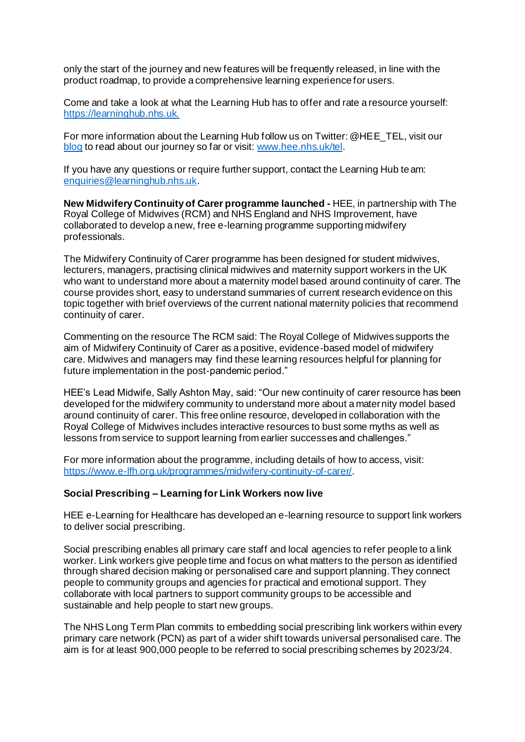only the start of the journey and new features will be frequently released, in line with the product roadmap, to provide a comprehensive learning experience for users.

Come and take a look at what the Learning Hub has to offer and rate a resource yourself: [https://learninghub.nhs.uk.](https://learninghub.nhs.uk)

For more information about the Learning Hub follow us on Twitter: @HEE_TEL, visit our [blog](blog) to read about our journey so far or visit: [www.hee.nhs.uk/tel](www.hee.nhs.uk/tel).

If you have any questions or require further support, contact the Learning Hub team: [enquiries@learninghub.nhs.uk](mailto:enquiries@learninghub.nhs.uk).

**New Midwifery Continuity of Carer programme launched -** HEE, in partnership with The Royal College of Midwives (RCM) and NHS England and NHS Improvement, have collaborated to develop a new, free e-learning programme supporting midwifery professionals.

The Midwifery Continuity of Carer programme has been designed for student midwives, lecturers, managers, practising clinical midwives and maternity support workers in the UK who want to understand more about a maternity model based around continuity of carer. The course provides short, easy to understand summaries of current research evidence on this topic together with brief overviews of the current national maternity policies that recommend continuity of carer.

Commenting on the resource The RCM said: The Royal College of Midwives supports the aim of Midwifery Continuity of Carer as a positive, evidence-based model of midwifery care. Midwives and managers may find these learning resources helpful for planning for future implementation in the post-pandemic period."

HEE's Lead Midwife, Sally Ashton May, said: "Our new continuity of carer resource has been developed for the midwifery community to understand more about a maternity model based around continuity of carer. This free online resource, developed in collaboration with the Royal College of Midwives includes interactive resources to bust some myths as well as lessons from service to support learning from earlier successes and challenges."

For more information about the programme, including details of how to access, visit: [https://www.e-lfh.org.uk/programmes/midwifery-continuity-of-carer/](https://www.e-lfh.org.uk/programmes/midwifery-continuity-of-carer/).

**Social Prescribing – Learning for Link Workers now live**

HEE e-Learning for Healthcare has developed an e-learning resource to support link workers to deliver social prescribing.

Social prescribing enables all primary care staff and local agencies to refer people to a link worker. Link workers give people time and focus on what matters to the person as identified through shared decision making or personalised care and support planning. They connect people to community groups and agencies for practical and emotional support. They collaborate with local partners to support community groups to be accessible and sustainable and help people to start new groups.

The NHS Long Term Plan commits to embedding social prescribing link workers within every primary care network (PCN) as part of a wider shift towards universal personalised care. The aim is for at least 900,000 people to be referred to social prescribing schemes by 2023/24.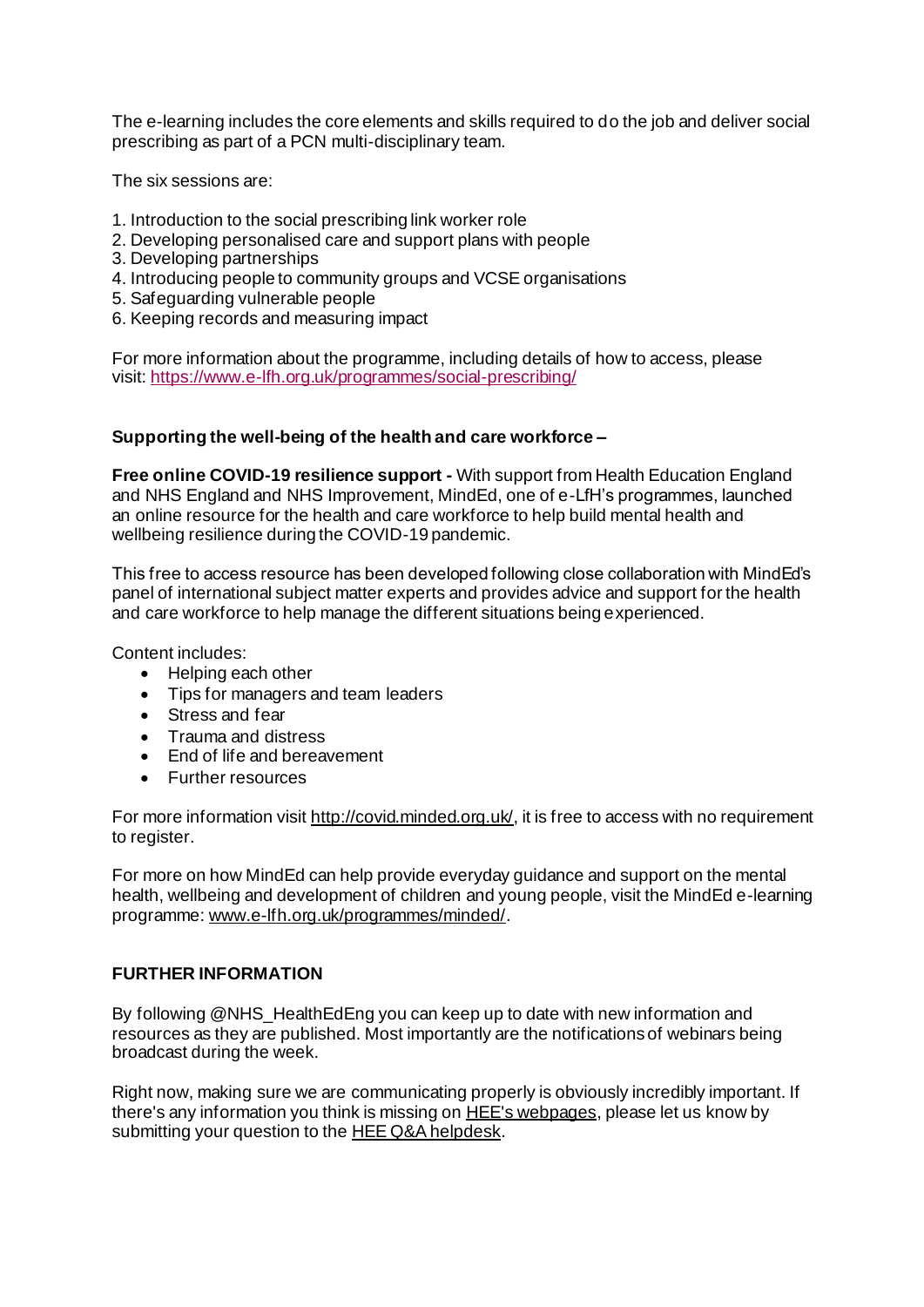The e-learning includes the core elements and skills required to do the job and deliver social prescribing as part of a PCN multi-disciplinary team.

The six sessions are:

1. Introduction to the social prescribing link worker role
2. Developing personalised care and support plans with people
3. Developing partnerships
4. Introducing people to community groups and VCSE organisations
5. Safeguarding vulnerable people
6. Keeping records and measuring impact

For more information about the programme, including details of how to access, please visit: https://www.e-lfh.org.uk/programmes/social-prescribing/

**Supporting the well-being of the health and care workforce –**

**Free online COVID-19 resilience support -** With support from Health Education England and NHS England and NHS Improvement, MindEd, one of e-LfH's programmes, launched an online resource for the health and care workforce to help build mental health and wellbeing resilience during the COVID-19 pandemic.

This free to access resource has been developed following close collaboration with MindEd's panel of international subject matter experts and provides advice and support for the health and care workforce to help manage the different situations being experienced.

Content includes:

- Helping each other
- Tips for managers and team leaders
- Stress and fear
- Trauma and distress
- End of life and bereavement
- Further resources

For more information visit http://covid.minded.org.uk/, it is free to access with no requirement to register.

For more on how MindEd can help provide everyday guidance and support on the mental health, wellbeing and development of children and young people, visit the MindEd e-learning programme: www.e-lfh.org.uk/programmes/minded/.

**FURTHER INFORMATION**

By following @NHS_HealthEdEng you can keep up to date with new information and resources as they are published. Most importantly are the notifications of webinars being broadcast during the week.

Right now, making sure we are communicating properly is obviously incredibly important. If there's any information you think is missing on HEE's webpages, please let us know by submitting your question to the HEE Q&A helpdesk.